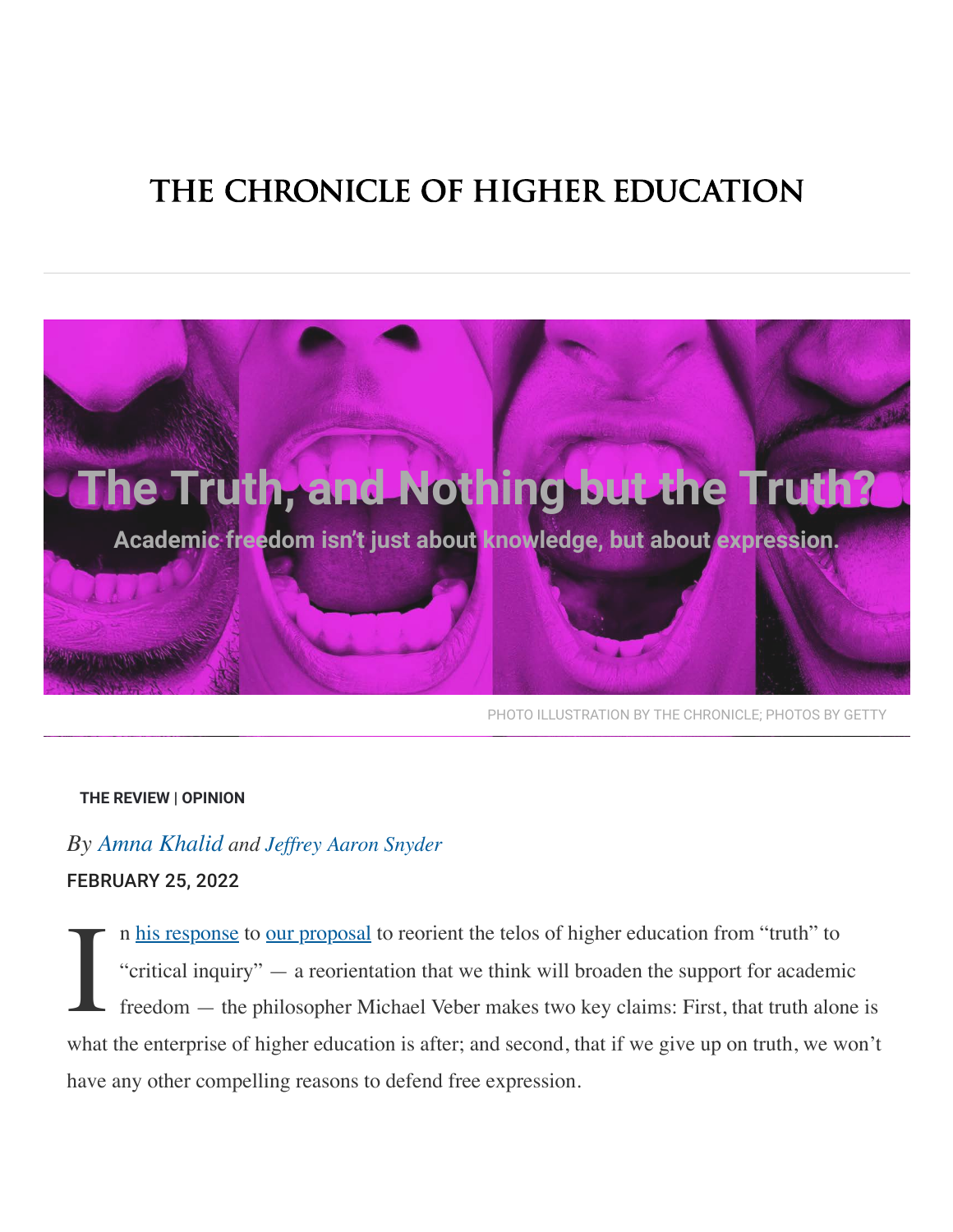# THE CHRONICLE OF HIGHER EDUCATION

## The Truth, and Nothing but the Truth?

**Academic freedom isn't just about knowledge, but about expression.**

PHOTO ILLUSTRATION BY THE CHRONICLE; PHOTOS BY GETTY

**THE REVIEW | OPINION**

*By Amna Khalid and Jeffrey Aaron Snyder*

FEBRUARY 25, 2022

In his response to our proposal to reorient the telos of higher education from "truth" to "critical inquiry" — a reorientation that we think will broaden the support for academic freedom — the philosopher Michael Veber makes two key claims: First, that truth alone is what the enterprise of higher education is after; and second, that if we give up on truth, we won't have any other compelling reasons to defend free expression.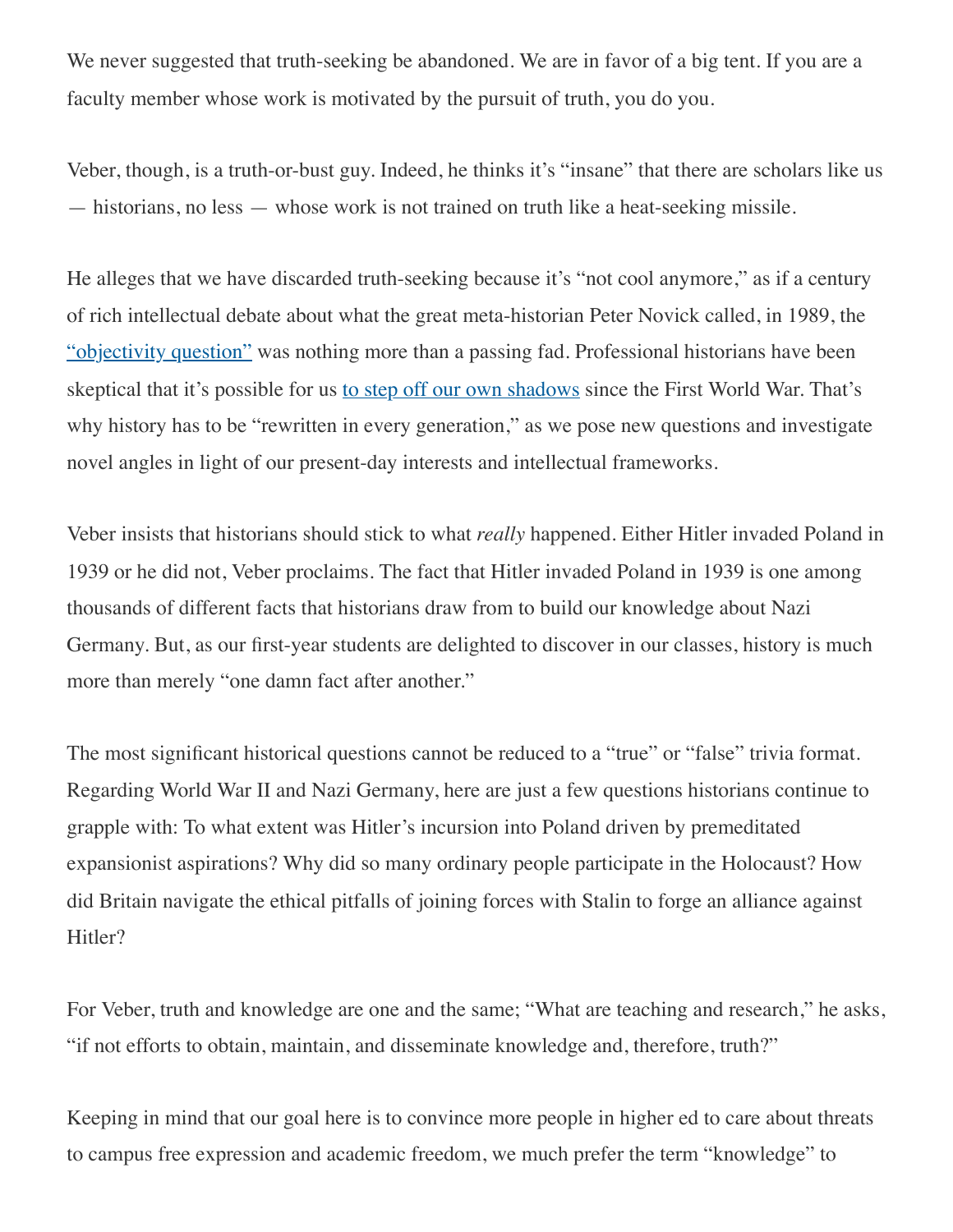We never suggested that truth-seeking be abandoned. We are in favor of a big tent. If you are a faculty member whose work is motivated by the pursuit of truth, you do you.

Veber, though, is a truth-or-bust guy. Indeed, he thinks it's "insane" that there are scholars like us — historians, no less — whose work is not trained on truth like a heat-seeking missile.

He alleges that we have discarded truth-seeking because it's "not cool anymore," as if a century of rich intellectual debate about what the great meta-historian Peter Novick called, in 1989, the "objectivity question" was nothing more than a passing fad. Professional historians have been skeptical that it's possible for us to step off our own shadows since the First World War. That's why history has to be "rewritten in every generation," as we pose new questions and investigate novel angles in light of our present-day interests and intellectual frameworks.

Veber insists that historians should stick to what *really* happened. Either Hitler invaded Poland in 1939 or he did not, Veber proclaims. The fact that Hitler invaded Poland in 1939 is one among thousands of different facts that historians draw from to build our knowledge about Nazi Germany. But, as our first-year students are delighted to discover in our classes, history is much more than merely "one damn fact after another."

The most significant historical questions cannot be reduced to a "true" or "false" trivia format. Regarding World War II and Nazi Germany, here are just a few questions historians continue to grapple with: To what extent was Hitler's incursion into Poland driven by premeditated expansionist aspirations? Why did so many ordinary people participate in the Holocaust? How did Britain navigate the ethical pitfalls of joining forces with Stalin to forge an alliance against Hitler?

For Veber, truth and knowledge are one and the same; "What are teaching and research," he asks, "if not efforts to obtain, maintain, and disseminate knowledge and, therefore, truth?"

Keeping in mind that our goal here is to convince more people in higher ed to care about threats to campus free expression and academic freedom, we much prefer the term "knowledge" to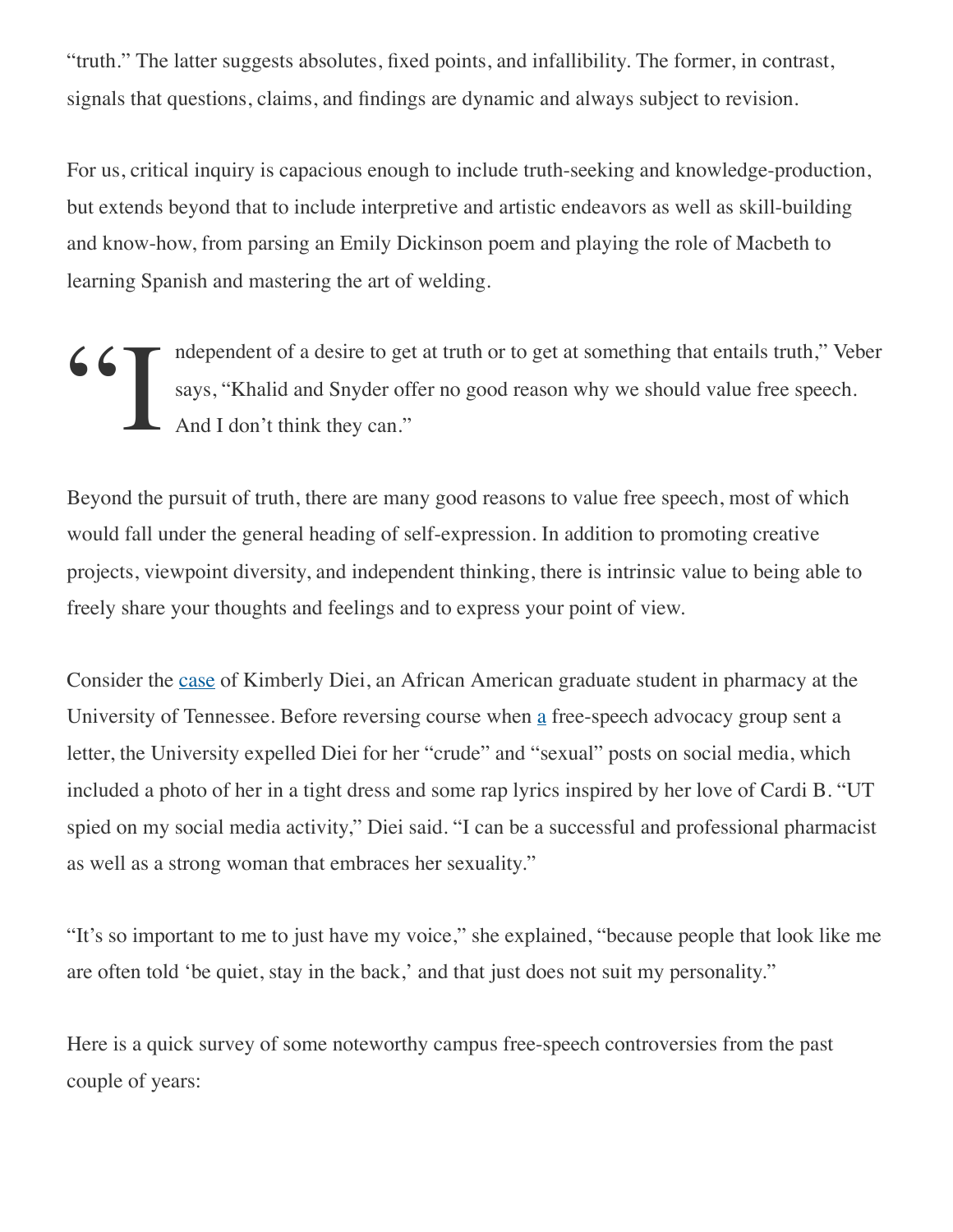"truth." The latter suggests absolutes, fixed points, and infallibility. The former, in contrast, signals that questions, claims, and findings are dynamic and always subject to revision.

For us, critical inquiry is capacious enough to include truth-seeking and knowledge-production, but extends beyond that to include interpretive and artistic endeavors as well as skill-building and know-how, from parsing an Emily Dickinson poem and playing the role of Macbeth to learning Spanish and mastering the art of welding.

> "Independent of a desire to get at truth or to get at something that entails truth," Veber says, "Khalid and Snyder offer no good reason why we should value free speech. And I don't think they can."

Beyond the pursuit of truth, there are many good reasons to value free speech, most of which would fall under the general heading of self-expression. In addition to promoting creative projects, viewpoint diversity, and independent thinking, there is intrinsic value to being able to freely share your thoughts and feelings and to express your point of view.

Consider the case of Kimberly Diei, an African American graduate student in pharmacy at the University of Tennessee. Before reversing course when a free-speech advocacy group sent a letter, the University expelled Diei for her "crude" and "sexual" posts on social media, which included a photo of her in a tight dress and some rap lyrics inspired by her love of Cardi B. "UT spied on my social media activity," Diei said. "I can be a successful and professional pharmacist as well as a strong woman that embraces her sexuality."

"It's so important to me to just have my voice," she explained, "because people that look like me are often told 'be quiet, stay in the back,' and that just does not suit my personality."

Here is a quick survey of some noteworthy campus free-speech controversies from the past couple of years: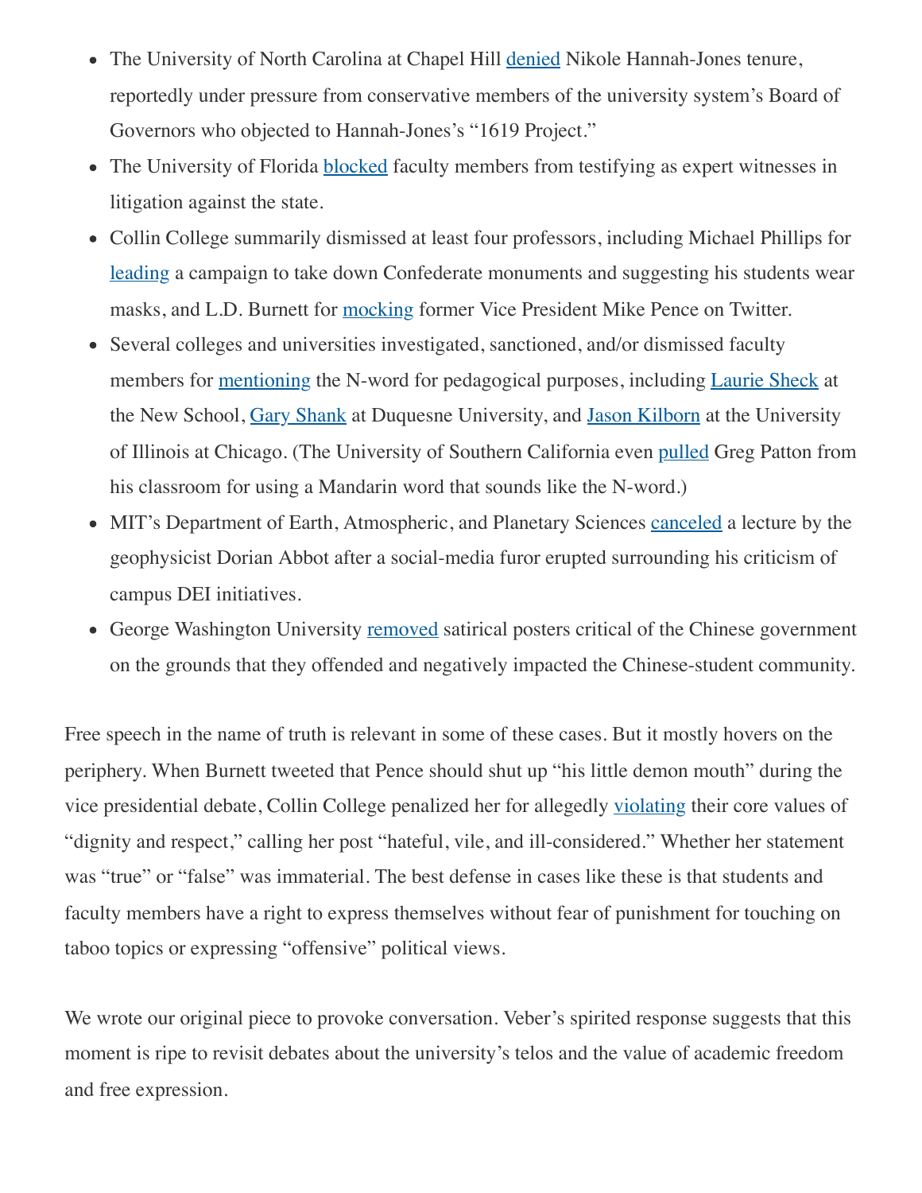- The University of North Carolina at Chapel Hill denied Nikole Hannah-Jones tenure, reportedly under pressure from conservative members of the university system's Board of Governors who objected to Hannah-Jones's "1619 Project."
- The University of Florida blocked faculty members from testifying as expert witnesses in litigation against the state.
- Collin College summarily dismissed at least four professors, including Michael Phillips for leading a campaign to take down Confederate monuments and suggesting his students wear masks, and L.D. Burnett for mocking former Vice President Mike Pence on Twitter.
- Several colleges and universities investigated, sanctioned, and/or dismissed faculty members for mentioning the N-word for pedagogical purposes, including Laurie Sheck at the New School, Gary Shank at Duquesne University, and Jason Kilborn at the University of Illinois at Chicago. (The University of Southern California even pulled Greg Patton from his classroom for using a Mandarin word that sounds like the N-word.)
- MIT's Department of Earth, Atmospheric, and Planetary Sciences canceled a lecture by the geophysicist Dorian Abbot after a social-media furor erupted surrounding his criticism of campus DEI initiatives.
- George Washington University removed satirical posters critical of the Chinese government on the grounds that they offended and negatively impacted the Chinese-student community.

Free speech in the name of truth is relevant in some of these cases. But it mostly hovers on the periphery. When Burnett tweeted that Pence should shut up "his little demon mouth" during the vice presidential debate, Collin College penalized her for allegedly violating their core values of "dignity and respect," calling her post "hateful, vile, and ill-considered." Whether her statement was "true" or "false" was immaterial. The best defense in cases like these is that students and faculty members have a right to express themselves without fear of punishment for touching on taboo topics or expressing "offensive" political views.

We wrote our original piece to provoke conversation. Veber's spirited response suggests that this moment is ripe to revisit debates about the university's telos and the value of academic freedom and free expression.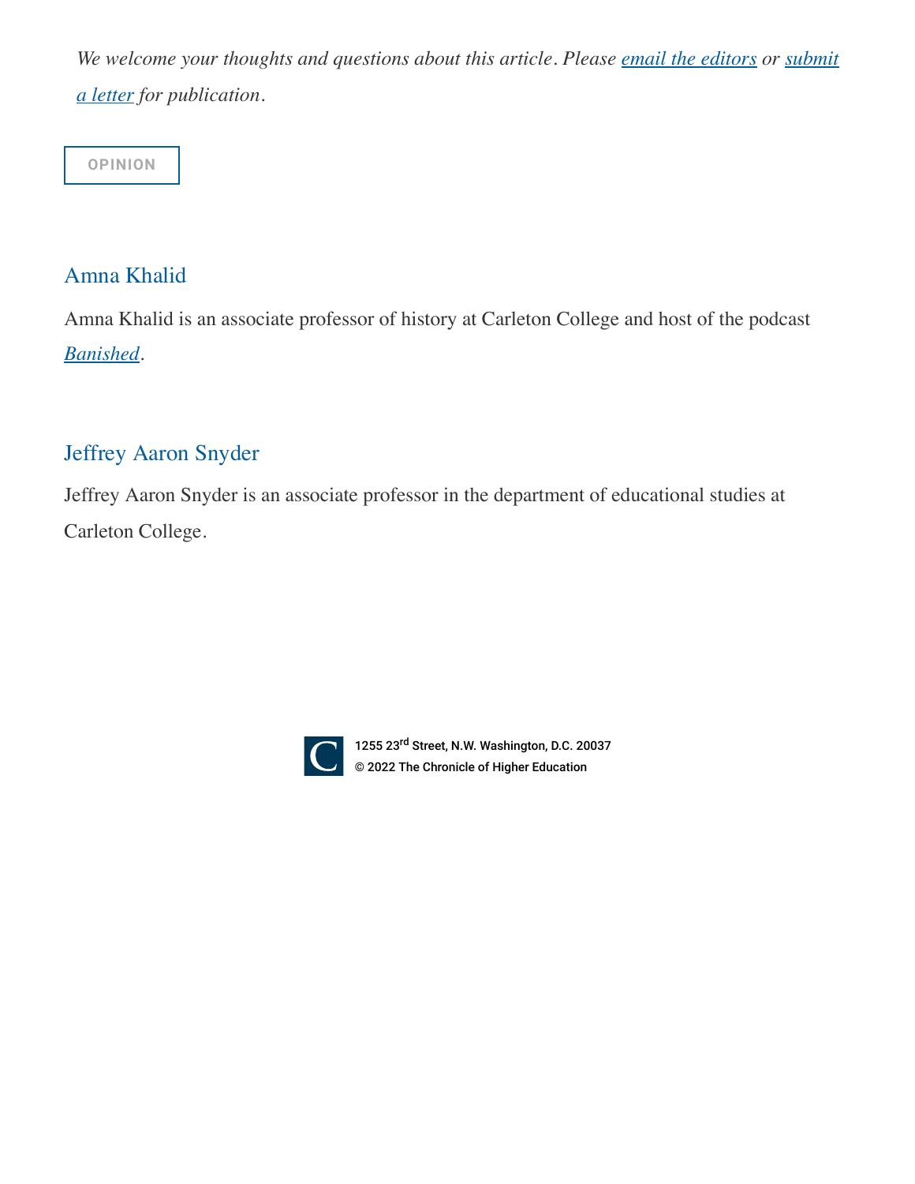*We welcome your thoughts and questions about this article. Please email the editors or submit a letter for publication.*

OPINION

## Amna Khalid

Amna Khalid is an associate professor of history at Carleton College and host of the podcast *Banished*.

## Jeffrey Aaron Snyder

Jeffrey Aaron Snyder is an associate professor in the department of educational studies at Carleton College.

1255 23rd Street, N.W. Washington, D.C. 20037
© 2022 The Chronicle of Higher Education